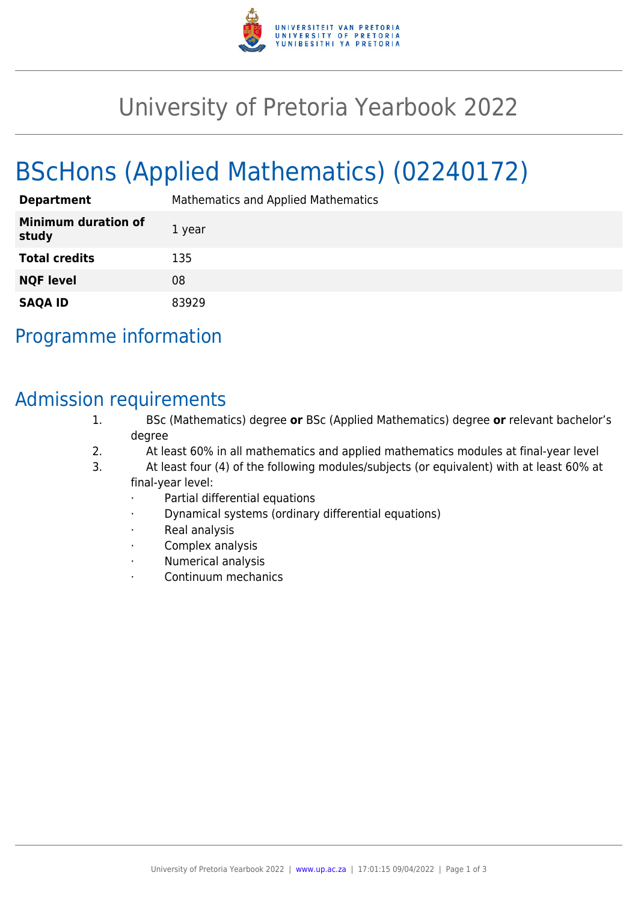# University of Pretoria Yearbook 2022

# BScHons (Applied Mathematics) (02240172)

| **Department** | Mathematics and Applied Mathematics |
|---|---|
| **Minimum duration of study** | 1 year |
| **Total credits** | 135 |
| **NQF level** | 08 |
| **SAQA ID** | 83929 |

## Programme information

## Admission requirements

1. BSc (Mathematics) degree **or** BSc (Applied Mathematics) degree **or** relevant bachelor's degree
2. At least 60% in all mathematics and applied mathematics modules at final-year level
3. At least four (4) of the following modules/subjects (or equivalent) with at least 60% at final-year level:
   - Partial differential equations
   - Dynamical systems (ordinary differential equations)
   - Real analysis
   - Complex analysis
   - Numerical analysis
   - Continuum mechanics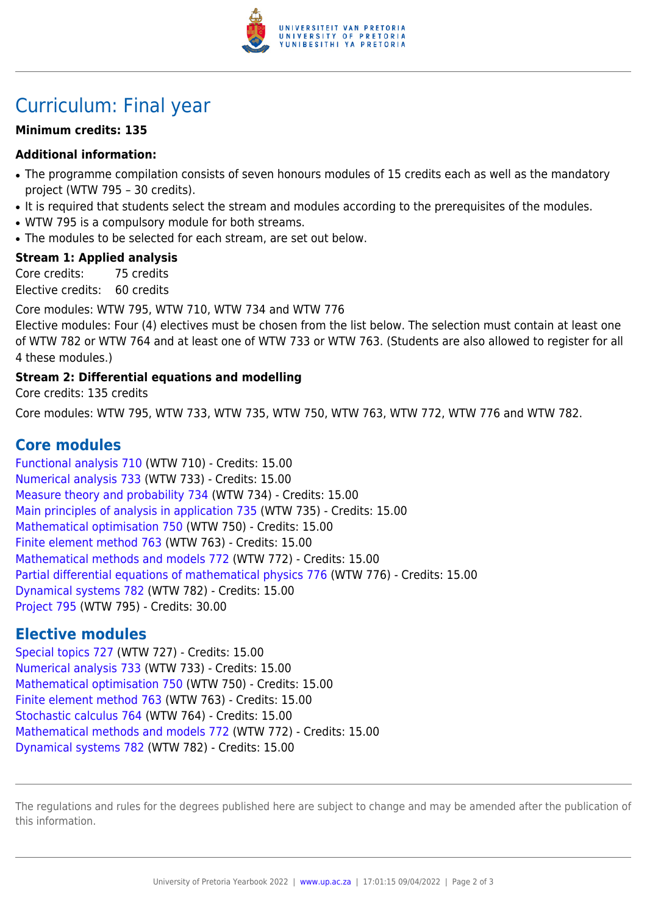# Curriculum: Final year

**Minimum credits: 135**

### Additional information:

- The programme compilation consists of seven honours modules of 15 credits each as well as the mandatory project (WTW 795 – 30 credits).
- It is required that students select the stream and modules according to the prerequisites of the modules.
- WTW 795 is a compulsory module for both streams.
- The modules to be selected for each stream, are set out below.

**Stream 1: Applied analysis**

Core credits: 75 credits
Elective credits: 60 credits

Core modules: WTW 795, WTW 710, WTW 734 and WTW 776

Elective modules: Four (4) electives must be chosen from the list below. The selection must contain at least one of WTW 782 or WTW 764 and at least one of WTW 733 or WTW 763. (Students are also allowed to register for all 4 these modules.)

**Stream 2: Differential equations and modelling**

Core credits: 135 credits

Core modules: WTW 795, WTW 733, WTW 735, WTW 750, WTW 763, WTW 772, WTW 776 and WTW 782.

## Core modules

Functional analysis 710 (WTW 710) - Credits: 15.00
Numerical analysis 733 (WTW 733) - Credits: 15.00
Measure theory and probability 734 (WTW 734) - Credits: 15.00
Main principles of analysis in application 735 (WTW 735) - Credits: 15.00
Mathematical optimisation 750 (WTW 750) - Credits: 15.00
Finite element method 763 (WTW 763) - Credits: 15.00
Mathematical methods and models 772 (WTW 772) - Credits: 15.00
Partial differential equations of mathematical physics 776 (WTW 776) - Credits: 15.00
Dynamical systems 782 (WTW 782) - Credits: 15.00
Project 795 (WTW 795) - Credits: 30.00

## Elective modules

Special topics 727 (WTW 727) - Credits: 15.00
Numerical analysis 733 (WTW 733) - Credits: 15.00
Mathematical optimisation 750 (WTW 750) - Credits: 15.00
Finite element method 763 (WTW 763) - Credits: 15.00
Stochastic calculus 764 (WTW 764) - Credits: 15.00
Mathematical methods and models 772 (WTW 772) - Credits: 15.00
Dynamical systems 782 (WTW 782) - Credits: 15.00

The regulations and rules for the degrees published here are subject to change and may be amended after the publication of this information.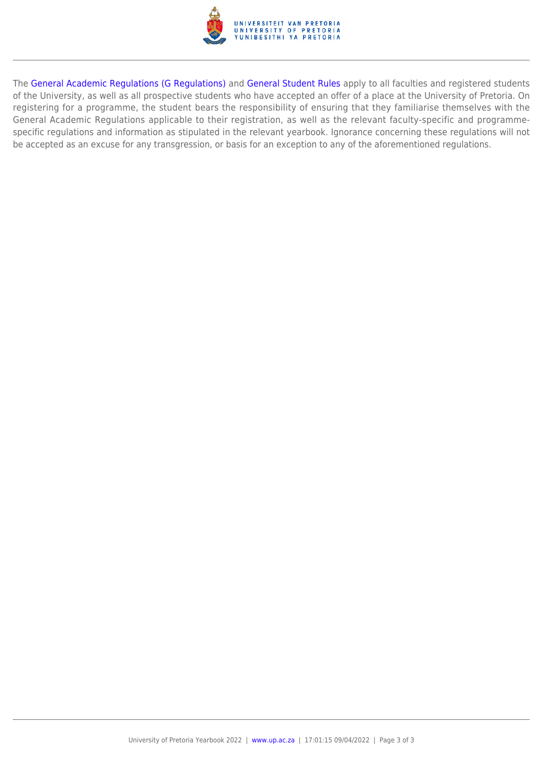The General Academic Regulations (G Regulations) and General Student Rules apply to all faculties and registered students of the University, as well as all prospective students who have accepted an offer of a place at the University of Pretoria. On registering for a programme, the student bears the responsibility of ensuring that they familiarise themselves with the General Academic Regulations applicable to their registration, as well as the relevant faculty-specific and programme-specific regulations and information as stipulated in the relevant yearbook. Ignorance concerning these regulations will not be accepted as an excuse for any transgression, or basis for an exception to any of the aforementioned regulations.